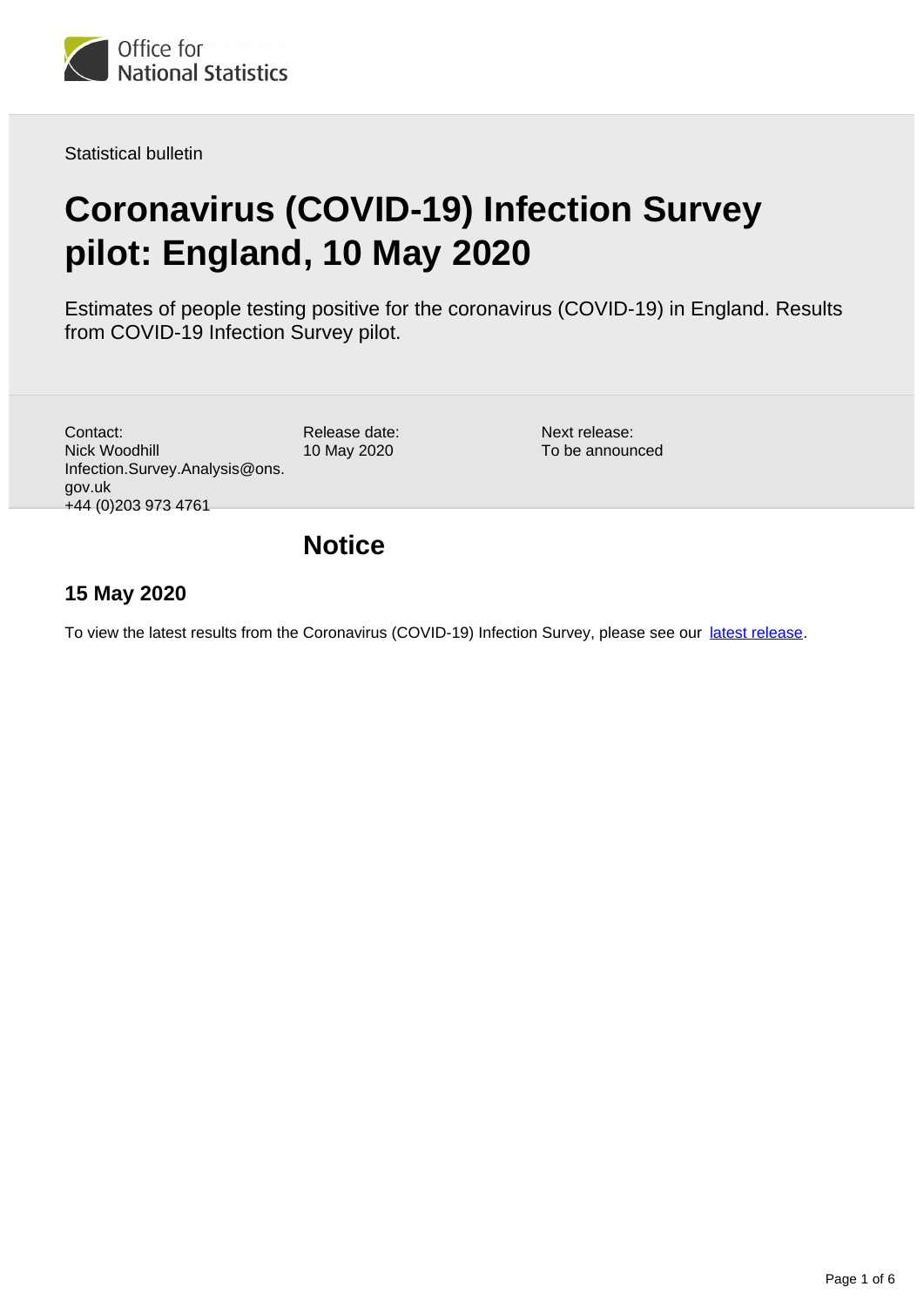Statistical bulletin

# Coronavirus (COVID-19) Infection Survey pilot: England, 10 May 2020

Estimates of people testing positive for the coronavirus (COVID-19) in England. Results from COVID-19 Infection Survey pilot.

Contact:
Nick Woodhill
Infection.Survey.Analysis@ons.gov.uk
+44 (0)203 973 4761

Release date:
10 May 2020

Next release:
To be announced

## Notice

### 15 May 2020

To view the latest results from the Coronavirus (COVID-19) Infection Survey, please see our [latest release](latest release).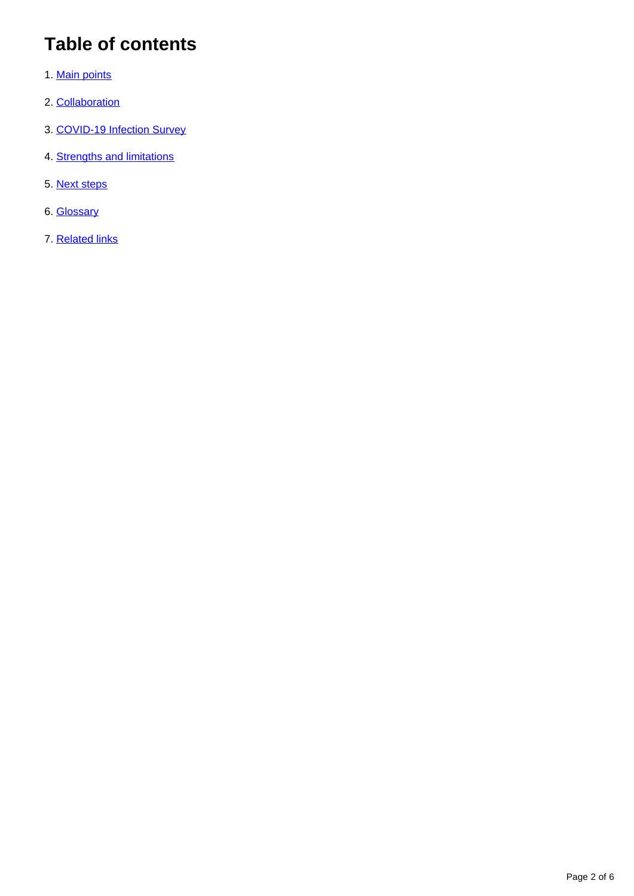# Table of contents

1. Main points
2. Collaboration
3. COVID-19 Infection Survey
4. Strengths and limitations
5. Next steps
6. Glossary
7. Related links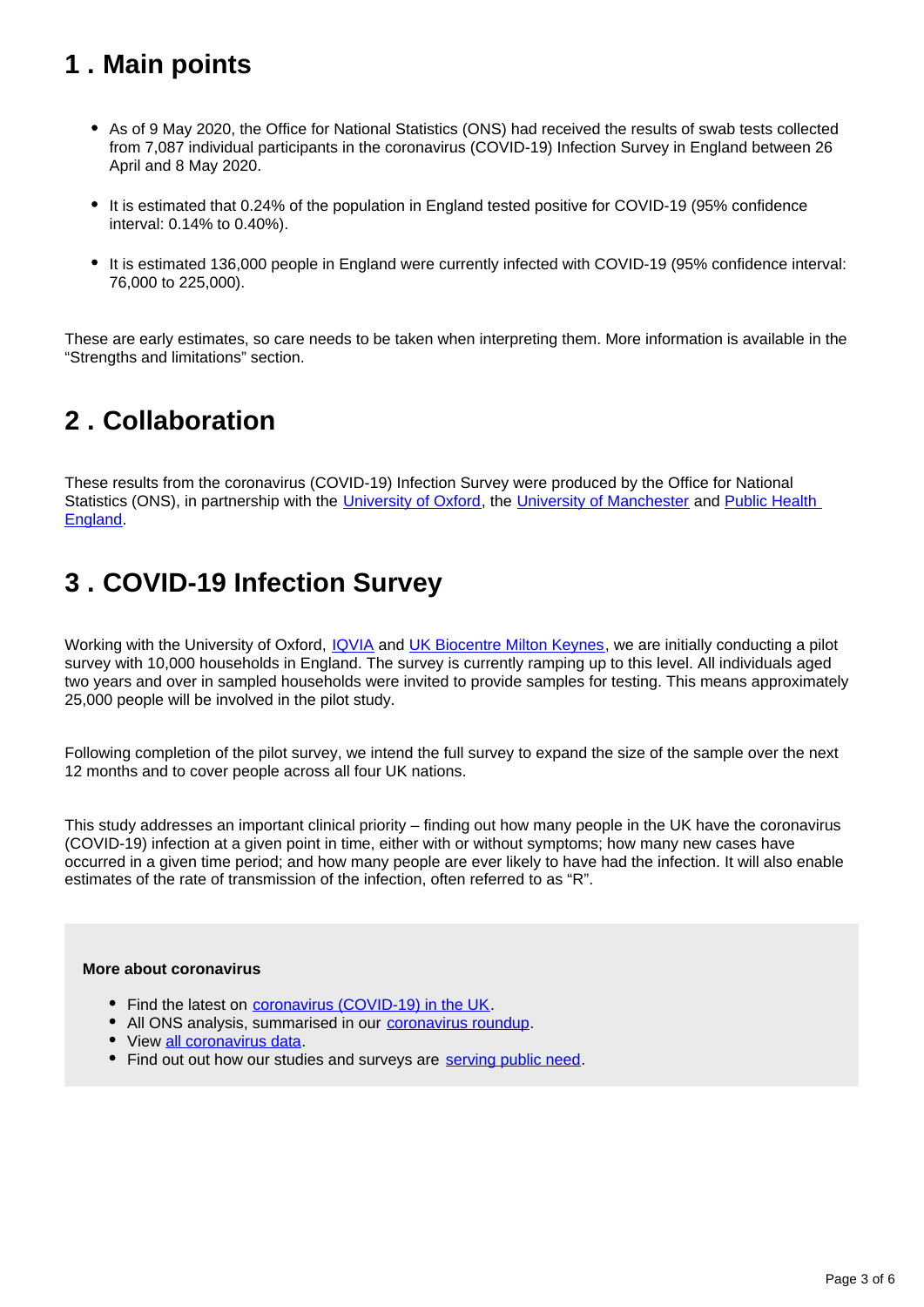## 1 . Main points

- As of 9 May 2020, the Office for National Statistics (ONS) had received the results of swab tests collected from 7,087 individual participants in the coronavirus (COVID-19) Infection Survey in England between 26 April and 8 May 2020.
- It is estimated that 0.24% of the population in England tested positive for COVID-19 (95% confidence interval: 0.14% to 0.40%).
- It is estimated 136,000 people in England were currently infected with COVID-19 (95% confidence interval: 76,000 to 225,000).

These are early estimates, so care needs to be taken when interpreting them. More information is available in the "Strengths and limitations" section.

## 2 . Collaboration

These results from the coronavirus (COVID-19) Infection Survey were produced by the Office for National Statistics (ONS), in partnership with the University of Oxford, the University of Manchester and Public Health England.

## 3 . COVID-19 Infection Survey

Working with the University of Oxford, IQVIA and UK Biocentre Milton Keynes, we are initially conducting a pilot survey with 10,000 households in England. The survey is currently ramping up to this level. All individuals aged two years and over in sampled households were invited to provide samples for testing. This means approximately 25,000 people will be involved in the pilot study.

Following completion of the pilot survey, we intend the full survey to expand the size of the sample over the next 12 months and to cover people across all four UK nations.

This study addresses an important clinical priority – finding out how many people in the UK have the coronavirus (COVID-19) infection at a given point in time, either with or without symptoms; how many new cases have occurred in a given time period; and how many people are ever likely to have had the infection. It will also enable estimates of the rate of transmission of the infection, often referred to as "R".

**More about coronavirus**

- Find the latest on coronavirus (COVID-19) in the UK.
- All ONS analysis, summarised in our coronavirus roundup.
- View all coronavirus data.
- Find out out how our studies and surveys are serving public need.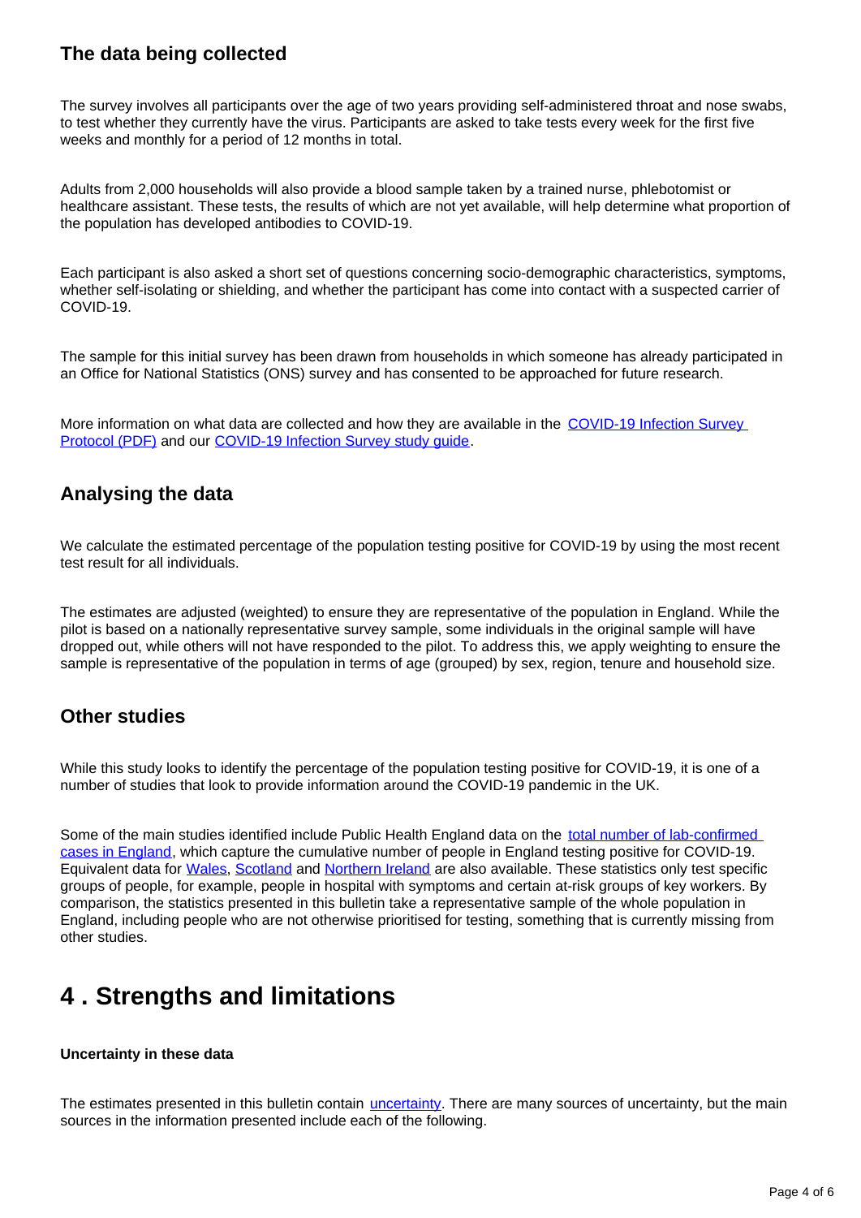## The data being collected

The survey involves all participants over the age of two years providing self-administered throat and nose swabs, to test whether they currently have the virus. Participants are asked to take tests every week for the first five weeks and monthly for a period of 12 months in total.

Adults from 2,000 households will also provide a blood sample taken by a trained nurse, phlebotomist or healthcare assistant. These tests, the results of which are not yet available, will help determine what proportion of the population has developed antibodies to COVID-19.

Each participant is also asked a short set of questions concerning socio-demographic characteristics, symptoms, whether self-isolating or shielding, and whether the participant has come into contact with a suspected carrier of COVID-19.

The sample for this initial survey has been drawn from households in which someone has already participated in an Office for National Statistics (ONS) survey and has consented to be approached for future research.

More information on what data are collected and how they are available in the COVID-19 Infection Survey Protocol (PDF) and our COVID-19 Infection Survey study guide.

## Analysing the data

We calculate the estimated percentage of the population testing positive for COVID-19 by using the most recent test result for all individuals.

The estimates are adjusted (weighted) to ensure they are representative of the population in England. While the pilot is based on a nationally representative survey sample, some individuals in the original sample will have dropped out, while others will not have responded to the pilot. To address this, we apply weighting to ensure the sample is representative of the population in terms of age (grouped) by sex, region, tenure and household size.

## Other studies

While this study looks to identify the percentage of the population testing positive for COVID-19, it is one of a number of studies that look to provide information around the COVID-19 pandemic in the UK.

Some of the main studies identified include Public Health England data on the total number of lab-confirmed cases in England, which capture the cumulative number of people in England testing positive for COVID-19. Equivalent data for Wales, Scotland and Northern Ireland are also available. These statistics only test specific groups of people, for example, people in hospital with symptoms and certain at-risk groups of key workers. By comparison, the statistics presented in this bulletin take a representative sample of the whole population in England, including people who are not otherwise prioritised for testing, something that is currently missing from other studies.

# 4 . Strengths and limitations

**Uncertainty in these data**

The estimates presented in this bulletin contain uncertainty. There are many sources of uncertainty, but the main sources in the information presented include each of the following.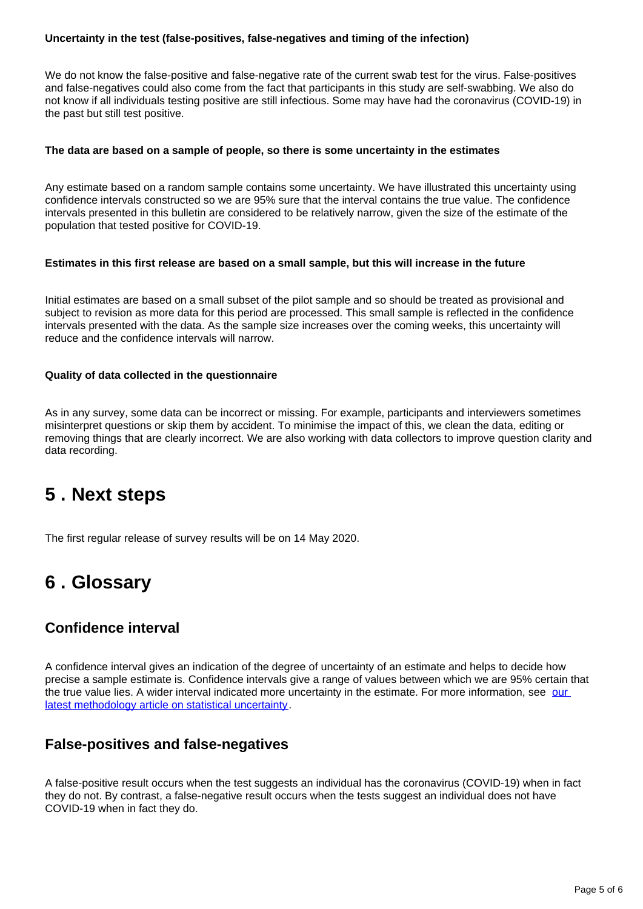#### Uncertainty in the test (false-positives, false-negatives and timing of the infection)

We do not know the false-positive and false-negative rate of the current swab test for the virus. False-positives and false-negatives could also come from the fact that participants in this study are self-swabbing. We also do not know if all individuals testing positive are still infectious. Some may have had the coronavirus (COVID-19) in the past but still test positive.

#### The data are based on a sample of people, so there is some uncertainty in the estimates

Any estimate based on a random sample contains some uncertainty. We have illustrated this uncertainty using confidence intervals constructed so we are 95% sure that the interval contains the true value. The confidence intervals presented in this bulletin are considered to be relatively narrow, given the size of the estimate of the population that tested positive for COVID-19.

#### Estimates in this first release are based on a small sample, but this will increase in the future

Initial estimates are based on a small subset of the pilot sample and so should be treated as provisional and subject to revision as more data for this period are processed. This small sample is reflected in the confidence intervals presented with the data. As the sample size increases over the coming weeks, this uncertainty will reduce and the confidence intervals will narrow.

#### Quality of data collected in the questionnaire

As in any survey, some data can be incorrect or missing. For example, participants and interviewers sometimes misinterpret questions or skip them by accident. To minimise the impact of this, we clean the data, editing or removing things that are clearly incorrect. We are also working with data collectors to improve question clarity and data recording.

# 5 . Next steps

The first regular release of survey results will be on 14 May 2020.

# 6 . Glossary

## Confidence interval

A confidence interval gives an indication of the degree of uncertainty of an estimate and helps to decide how precise a sample estimate is. Confidence intervals give a range of values between which we are 95% certain that the true value lies. A wider interval indicated more uncertainty in the estimate. For more information, see our latest methodology article on statistical uncertainty.

## False-positives and false-negatives

A false-positive result occurs when the test suggests an individual has the coronavirus (COVID-19) when in fact they do not. By contrast, a false-negative result occurs when the tests suggest an individual does not have COVID-19 when in fact they do.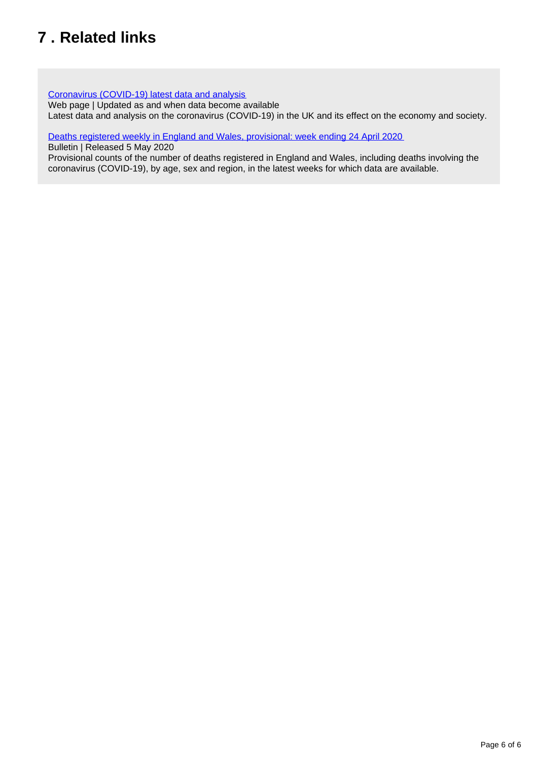## 7 . Related links

[Coronavirus (COVID-19) latest data and analysis](#)
Web page | Updated as and when data become available
Latest data and analysis on the coronavirus (COVID-19) in the UK and its effect on the economy and society.

[Deaths registered weekly in England and Wales, provisional: week ending 24 April 2020](#)
Bulletin | Released 5 May 2020
Provisional counts of the number of deaths registered in England and Wales, including deaths involving the coronavirus (COVID-19), by age, sex and region, in the latest weeks for which data are available.